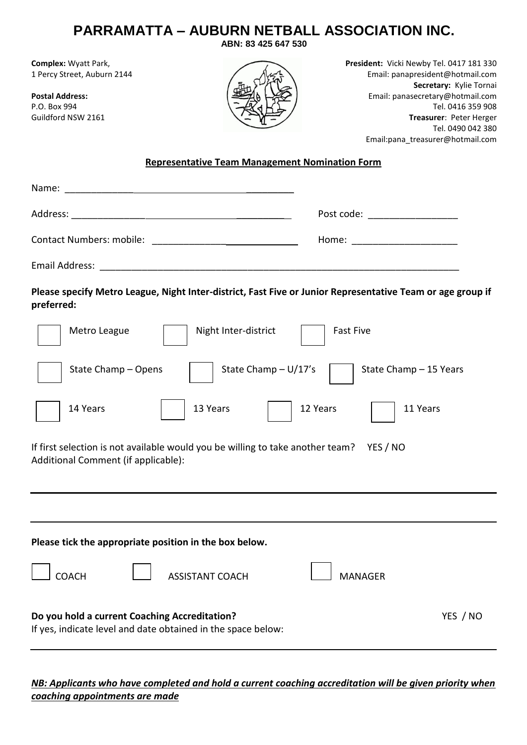# PARRAMATTA – AUBURN NETBALL ASSOCIATION INC.

**ABN: 83 425 647 530**

**Complex:** Wyatt Park,
1 Percy Street, Auburn 2144

**Postal Address:**
P.O. Box 994
Guildford NSW 2161

**President:** Vicki Newby Tel. 0417 181 330
Email: panapresident@hotmail.com
**Secretary:** Kylie Tornai
Email: panasecretary@hotmail.com
Tel. 0416 359 908
**Treasurer**: Peter Herger
Tel. 0490 042 380
Email:pana_treasurer@hotmail.com

## Representative Team Management Nomination Form

Name: ______________________________________________

Address: ______________________________________________ Post code: _________________

Contact Numbers: mobile: ___________________________ Home: ____________________

Email Address: ______________________________________________________________________

**Please specify Metro League, Night Inter-district, Fast Five or Junior Representative Team or age group if preferred:**

☐ Metro League ☐ Night Inter-district ☐ Fast Five

☐ State Champ – Opens ☐ State Champ – U/17's ☐ State Champ – 15 Years

☐ 14 Years ☐ 13 Years ☐ 12 Years ☐ 11 Years

If first selection is not available would you be willing to take another team? YES / NO
Additional Comment (if applicable):

______________________________________________________________________

______________________________________________________________________

**Please tick the appropriate position in the box below.**

☐ COACH ☐ ASSISTANT COACH ☐ MANAGER

**Do you hold a current Coaching Accreditation?** YES / NO
If yes, indicate level and date obtained in the space below:

______________________________________________________________________

***NB: Applicants who have completed and hold a current coaching accreditation will be given priority when coaching appointments are made***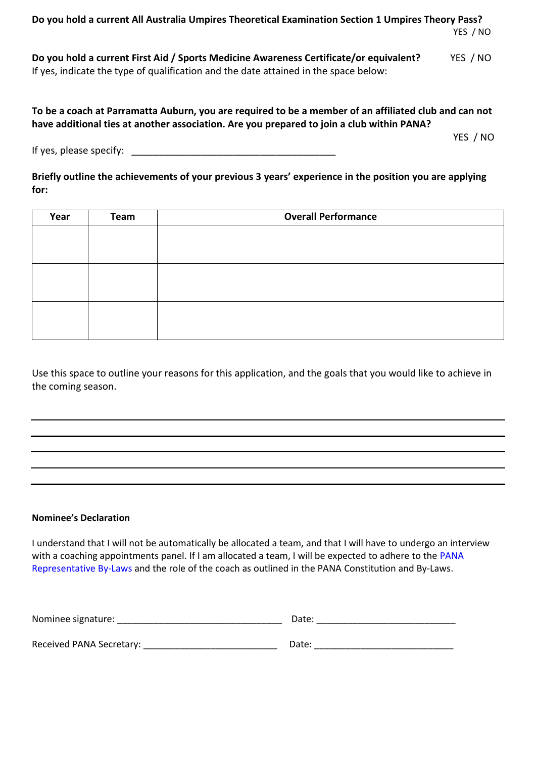**Do you hold a current All Australia Umpires Theoretical Examination Section 1 Umpires Theory Pass?**

YES / NO

**Do you hold a current First Aid / Sports Medicine Awareness Certificate/or equivalent?** YES / NO

If yes, indicate the type of qualification and the date attained in the space below:

**To be a coach at Parramatta Auburn, you are required to be a member of an affiliated club and can not have additional ties at another association. Are you prepared to join a club within PANA?**

YES / NO

If yes, please specify: ________________________________________

**Briefly outline the achievements of your previous 3 years' experience in the position you are applying for:**

| Year | Team | Overall Performance |
|---|---|---|
| | | |
| | | |
| | | |

Use this space to outline your reasons for this application, and the goals that you would like to achieve in the coming season.

______________________________________________________________________________

______________________________________________________________________________

______________________________________________________________________________

______________________________________________________________________________

______________________________________________________________________________

**Nominee's Declaration**

I understand that I will not be automatically be allocated a team, and that I will have to undergo an interview with a coaching appointments panel. If I am allocated a team, I will be expected to adhere to the PANA Representative By-Laws and the role of the coach as outlined in the PANA Constitution and By-Laws.

Nominee signature: _________________________________ Date: ____________________________

Received PANA Secretary: ___________________________ Date: ____________________________